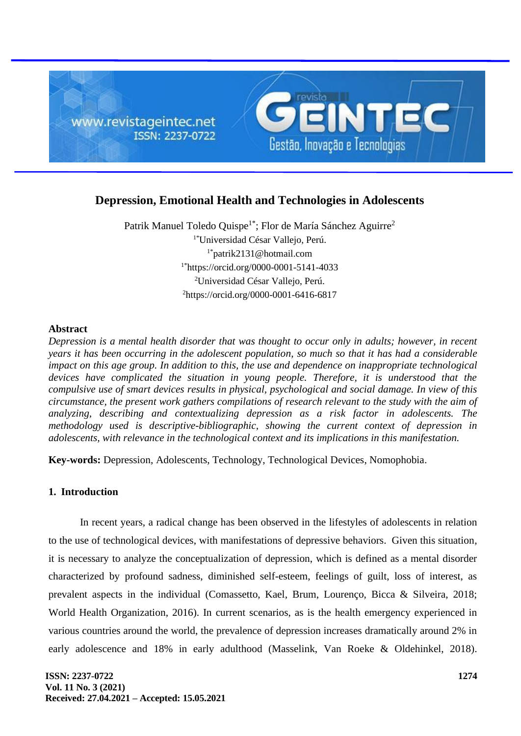# Depression, Emotional Health and Technologies in Adolescents

Patrik Manuel Toledo Quispe[1*]; Flor de María Sánchez Aguirre[2]

[1*]Universidad César Vallejo, Perú.

[1*]patrik2131@hotmail.com

[1*]https://orcid.org/0000-0001-5141-4033

[2]Universidad César Vallejo, Perú.

[2]https://orcid.org/0000-0001-6416-6817

## Abstract

*Depression is a mental health disorder that was thought to occur only in adults; however, in recent years it has been occurring in the adolescent population, so much so that it has had a considerable impact on this age group. In addition to this, the use and dependence on inappropriate technological devices have complicated the situation in young people. Therefore, it is understood that the compulsive use of smart devices results in physical, psychological and social damage. In view of this circumstance, the present work gathers compilations of research relevant to the study with the aim of analyzing, describing and contextualizing depression as a risk factor in adolescents. The methodology used is descriptive-bibliographic, showing the current context of depression in adolescents, with relevance in the technological context and its implications in this manifestation.*

**Key-words:** Depression, Adolescents, Technology, Technological Devices, Nomophobia.

## 1. Introduction

In recent years, a radical change has been observed in the lifestyles of adolescents in relation to the use of technological devices, with manifestations of depressive behaviors. Given this situation, it is necessary to analyze the conceptualization of depression, which is defined as a mental disorder characterized by profound sadness, diminished self-esteem, feelings of guilt, loss of interest, as prevalent aspects in the individual (Comassetto, Kael, Brum, Lourenço, Bicca & Silveira, 2018; World Health Organization, 2016). In current scenarios, as is the health emergency experienced in various countries around the world, the prevalence of depression increases dramatically around 2% in early adolescence and 18% in early adulthood (Masselink, Van Roeke & Oldehinkel, 2018).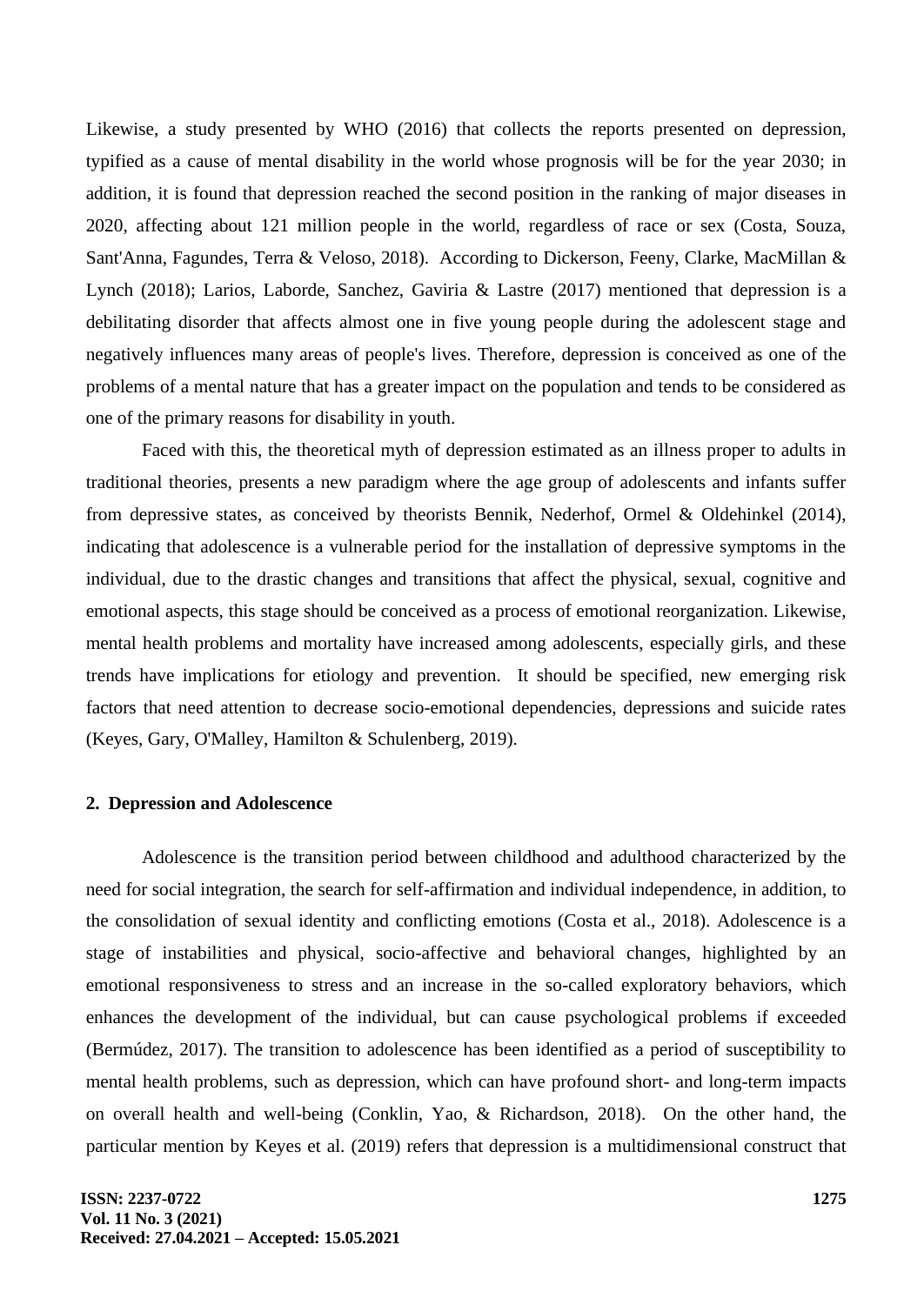Likewise, a study presented by WHO (2016) that collects the reports presented on depression, typified as a cause of mental disability in the world whose prognosis will be for the year 2030; in addition, it is found that depression reached the second position in the ranking of major diseases in 2020, affecting about 121 million people in the world, regardless of race or sex (Costa, Souza, Sant'Anna, Fagundes, Terra & Veloso, 2018). According to Dickerson, Feeny, Clarke, MacMillan & Lynch (2018); Larios, Laborde, Sanchez, Gaviria & Lastre (2017) mentioned that depression is a debilitating disorder that affects almost one in five young people during the adolescent stage and negatively influences many areas of people's lives. Therefore, depression is conceived as one of the problems of a mental nature that has a greater impact on the population and tends to be considered as one of the primary reasons for disability in youth.

Faced with this, the theoretical myth of depression estimated as an illness proper to adults in traditional theories, presents a new paradigm where the age group of adolescents and infants suffer from depressive states, as conceived by theorists Bennik, Nederhof, Ormel & Oldehinkel (2014), indicating that adolescence is a vulnerable period for the installation of depressive symptoms in the individual, due to the drastic changes and transitions that affect the physical, sexual, cognitive and emotional aspects, this stage should be conceived as a process of emotional reorganization. Likewise, mental health problems and mortality have increased among adolescents, especially girls, and these trends have implications for etiology and prevention. It should be specified, new emerging risk factors that need attention to decrease socio-emotional dependencies, depressions and suicide rates (Keyes, Gary, O'Malley, Hamilton & Schulenberg, 2019).

## 2. Depression and Adolescence

Adolescence is the transition period between childhood and adulthood characterized by the need for social integration, the search for self-affirmation and individual independence, in addition, to the consolidation of sexual identity and conflicting emotions (Costa et al., 2018). Adolescence is a stage of instabilities and physical, socio-affective and behavioral changes, highlighted by an emotional responsiveness to stress and an increase in the so-called exploratory behaviors, which enhances the development of the individual, but can cause psychological problems if exceeded (Bermúdez, 2017). The transition to adolescence has been identified as a period of susceptibility to mental health problems, such as depression, which can have profound short- and long-term impacts on overall health and well-being (Conklin, Yao, & Richardson, 2018). On the other hand, the particular mention by Keyes et al. (2019) refers that depression is a multidimensional construct that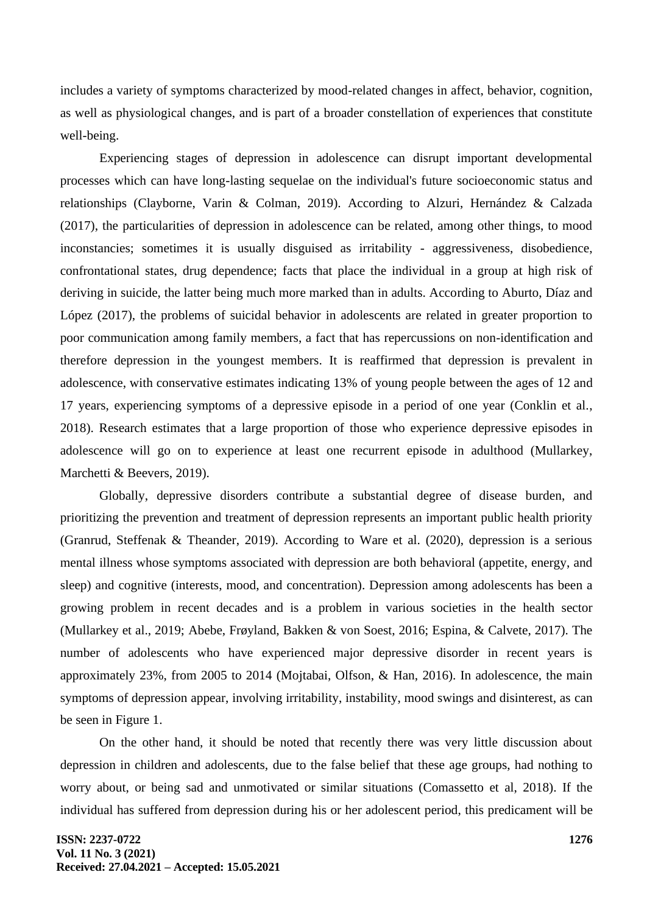includes a variety of symptoms characterized by mood-related changes in affect, behavior, cognition, as well as physiological changes, and is part of a broader constellation of experiences that constitute well-being.

Experiencing stages of depression in adolescence can disrupt important developmental processes which can have long-lasting sequelae on the individual's future socioeconomic status and relationships (Clayborne, Varin & Colman, 2019). According to Alzuri, Hernández & Calzada (2017), the particularities of depression in adolescence can be related, among other things, to mood inconstancies; sometimes it is usually disguised as irritability - aggressiveness, disobedience, confrontational states, drug dependence; facts that place the individual in a group at high risk of deriving in suicide, the latter being much more marked than in adults. According to Aburto, Díaz and López (2017), the problems of suicidal behavior in adolescents are related in greater proportion to poor communication among family members, a fact that has repercussions on non-identification and therefore depression in the youngest members. It is reaffirmed that depression is prevalent in adolescence, with conservative estimates indicating 13% of young people between the ages of 12 and 17 years, experiencing symptoms of a depressive episode in a period of one year (Conklin et al., 2018). Research estimates that a large proportion of those who experience depressive episodes in adolescence will go on to experience at least one recurrent episode in adulthood (Mullarkey, Marchetti & Beevers, 2019).

Globally, depressive disorders contribute a substantial degree of disease burden, and prioritizing the prevention and treatment of depression represents an important public health priority (Granrud, Steffenak & Theander, 2019). According to Ware et al. (2020), depression is a serious mental illness whose symptoms associated with depression are both behavioral (appetite, energy, and sleep) and cognitive (interests, mood, and concentration). Depression among adolescents has been a growing problem in recent decades and is a problem in various societies in the health sector (Mullarkey et al., 2019; Abebe, Frøyland, Bakken & von Soest, 2016; Espina, & Calvete, 2017). The number of adolescents who have experienced major depressive disorder in recent years is approximately 23%, from 2005 to 2014 (Mojtabai, Olfson, & Han, 2016). In adolescence, the main symptoms of depression appear, involving irritability, instability, mood swings and disinterest, as can be seen in Figure 1.

On the other hand, it should be noted that recently there was very little discussion about depression in children and adolescents, due to the false belief that these age groups, had nothing to worry about, or being sad and unmotivated or similar situations (Comassetto et al, 2018). If the individual has suffered from depression during his or her adolescent period, this predicament will be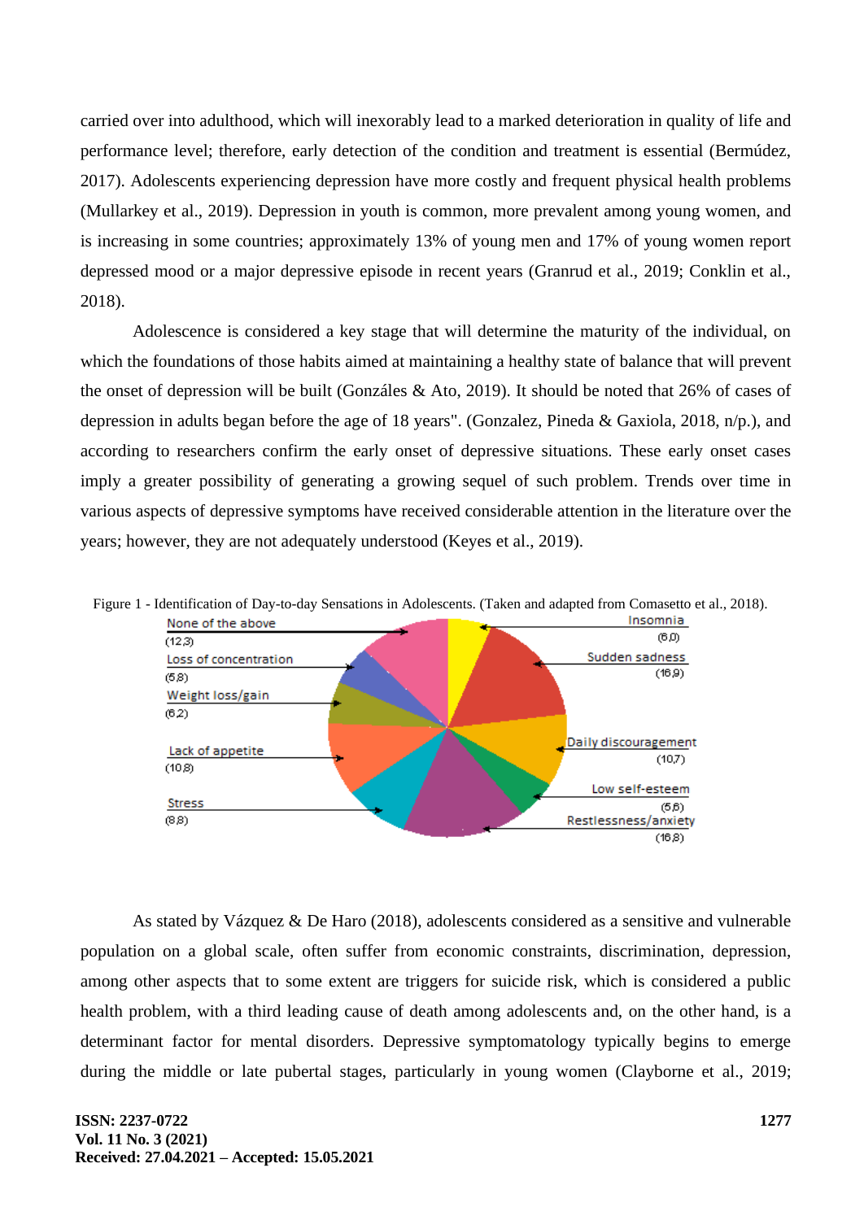carried over into adulthood, which will inexorably lead to a marked deterioration in quality of life and performance level; therefore, early detection of the condition and treatment is essential (Bermúdez, 2017). Adolescents experiencing depression have more costly and frequent physical health problems (Mullarkey et al., 2019). Depression in youth is common, more prevalent among young women, and is increasing in some countries; approximately 13% of young men and 17% of young women report depressed mood or a major depressive episode in recent years (Granrud et al., 2019; Conklin et al., 2018).

Adolescence is considered a key stage that will determine the maturity of the individual, on which the foundations of those habits aimed at maintaining a healthy state of balance that will prevent the onset of depression will be built (Gonzáles & Ato, 2019). It should be noted that 26% of cases of depression in adults began before the age of 18 years". (Gonzalez, Pineda & Gaxiola, 2018, n/p.), and according to researchers confirm the early onset of depressive situations. These early onset cases imply a greater possibility of generating a growing sequel of such problem. Trends over time in various aspects of depressive symptoms have received considerable attention in the literature over the years; however, they are not adequately understood (Keyes et al., 2019).

Figure 1 - Identification of Day-to-day Sensations in Adolescents. (Taken and adapted from Comasetto et al., 2018).

| Sensation | % |
|---|---|
| None of the above | 12,3 |
| Loss of concentration | 5,8 |
| Weight loss/gain | 6,2 |
| Lack of appetite | 10,8 |
| Stress | 8,8 |
| Insomnia | 6,0 |
| Sudden sadness | 16,9 |
| Daily discouragement | 10,7 |
| Low self-esteem | 5,6 |
| Restlessness/anxiety | 16,8 |

As stated by Vázquez & De Haro (2018), adolescents considered as a sensitive and vulnerable population on a global scale, often suffer from economic constraints, discrimination, depression, among other aspects that to some extent are triggers for suicide risk, which is considered a public health problem, with a third leading cause of death among adolescents and, on the other hand, is a determinant factor for mental disorders. Depressive symptomatology typically begins to emerge during the middle or late pubertal stages, particularly in young women (Clayborne et al., 2019;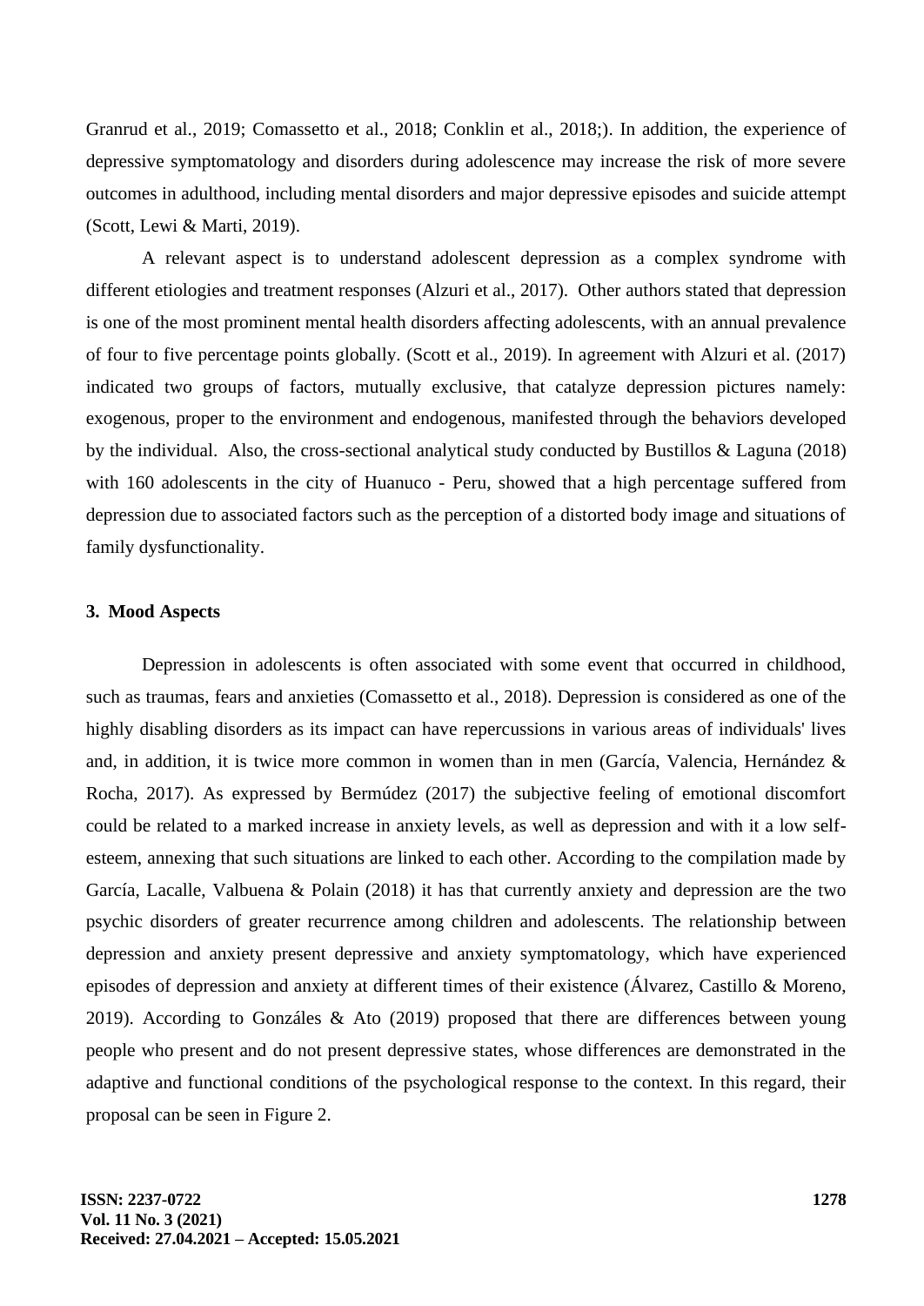Granrud et al., 2019; Comassetto et al., 2018; Conklin et al., 2018;). In addition, the experience of depressive symptomatology and disorders during adolescence may increase the risk of more severe outcomes in adulthood, including mental disorders and major depressive episodes and suicide attempt (Scott, Lewi & Marti, 2019).

A relevant aspect is to understand adolescent depression as a complex syndrome with different etiologies and treatment responses (Alzuri et al., 2017). Other authors stated that depression is one of the most prominent mental health disorders affecting adolescents, with an annual prevalence of four to five percentage points globally. (Scott et al., 2019). In agreement with Alzuri et al. (2017) indicated two groups of factors, mutually exclusive, that catalyze depression pictures namely: exogenous, proper to the environment and endogenous, manifested through the behaviors developed by the individual. Also, the cross-sectional analytical study conducted by Bustillos & Laguna (2018) with 160 adolescents in the city of Huanuco - Peru, showed that a high percentage suffered from depression due to associated factors such as the perception of a distorted body image and situations of family dysfunctionality.

## 3. Mood Aspects

Depression in adolescents is often associated with some event that occurred in childhood, such as traumas, fears and anxieties (Comassetto et al., 2018). Depression is considered as one of the highly disabling disorders as its impact can have repercussions in various areas of individuals' lives and, in addition, it is twice more common in women than in men (García, Valencia, Hernández & Rocha, 2017). As expressed by Bermúdez (2017) the subjective feeling of emotional discomfort could be related to a marked increase in anxiety levels, as well as depression and with it a low self-esteem, annexing that such situations are linked to each other. According to the compilation made by García, Lacalle, Valbuena & Polain (2018) it has that currently anxiety and depression are the two psychic disorders of greater recurrence among children and adolescents. The relationship between depression and anxiety present depressive and anxiety symptomatology, which have experienced episodes of depression and anxiety at different times of their existence (Álvarez, Castillo & Moreno, 2019). According to Gonzáles & Ato (2019) proposed that there are differences between young people who present and do not present depressive states, whose differences are demonstrated in the adaptive and functional conditions of the psychological response to the context. In this regard, their proposal can be seen in Figure 2.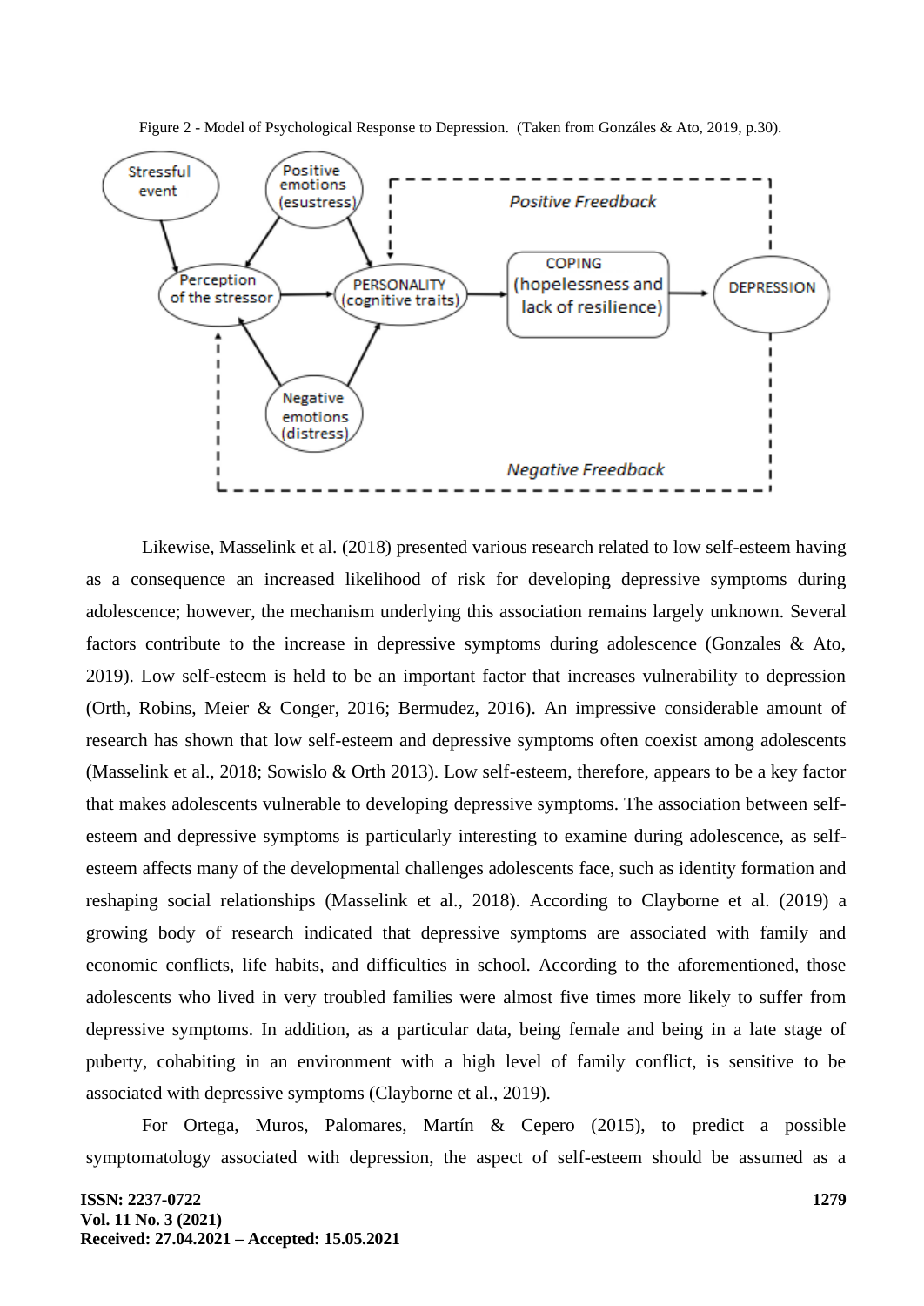Figure 2 - Model of Psychological Response to Depression. (Taken from Gonzáles & Ato, 2019, p.30).

Likewise, Masselink et al. (2018) presented various research related to low self-esteem having as a consequence an increased likelihood of risk for developing depressive symptoms during adolescence; however, the mechanism underlying this association remains largely unknown. Several factors contribute to the increase in depressive symptoms during adolescence (Gonzales & Ato, 2019). Low self-esteem is held to be an important factor that increases vulnerability to depression (Orth, Robins, Meier & Conger, 2016; Bermudez, 2016). An impressive considerable amount of research has shown that low self-esteem and depressive symptoms often coexist among adolescents (Masselink et al., 2018; Sowislo & Orth 2013). Low self-esteem, therefore, appears to be a key factor that makes adolescents vulnerable to developing depressive symptoms. The association between self-esteem and depressive symptoms is particularly interesting to examine during adolescence, as self-esteem affects many of the developmental challenges adolescents face, such as identity formation and reshaping social relationships (Masselink et al., 2018). According to Clayborne et al. (2019) a growing body of research indicated that depressive symptoms are associated with family and economic conflicts, life habits, and difficulties in school. According to the aforementioned, those adolescents who lived in very troubled families were almost five times more likely to suffer from depressive symptoms. In addition, as a particular data, being female and being in a late stage of puberty, cohabiting in an environment with a high level of family conflict, is sensitive to be associated with depressive symptoms (Clayborne et al., 2019).

For Ortega, Muros, Palomares, Martín & Cepero (2015), to predict a possible symptomatology associated with depression, the aspect of self-esteem should be assumed as a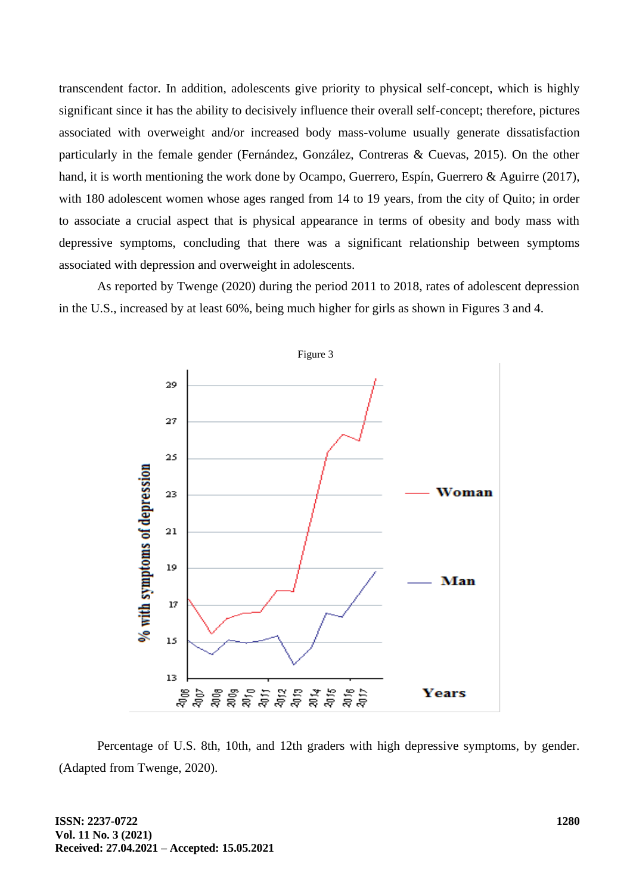transcendent factor. In addition, adolescents give priority to physical self-concept, which is highly significant since it has the ability to decisively influence their overall self-concept; therefore, pictures associated with overweight and/or increased body mass-volume usually generate dissatisfaction particularly in the female gender (Fernández, González, Contreras & Cuevas, 2015). On the other hand, it is worth mentioning the work done by Ocampo, Guerrero, Espín, Guerrero & Aguirre (2017), with 180 adolescent women whose ages ranged from 14 to 19 years, from the city of Quito; in order to associate a crucial aspect that is physical appearance in terms of obesity and body mass with depressive symptoms, concluding that there was a significant relationship between symptoms associated with depression and overweight in adolescents.

As reported by Twenge (2020) during the period 2011 to 2018, rates of adolescent depression in the U.S., increased by at least 60%, being much higher for girls as shown in Figures 3 and 4.

Figure 3

Percentage of U.S. 8th, 10th, and 12th graders with high depressive symptoms, by gender. (Adapted from Twenge, 2020).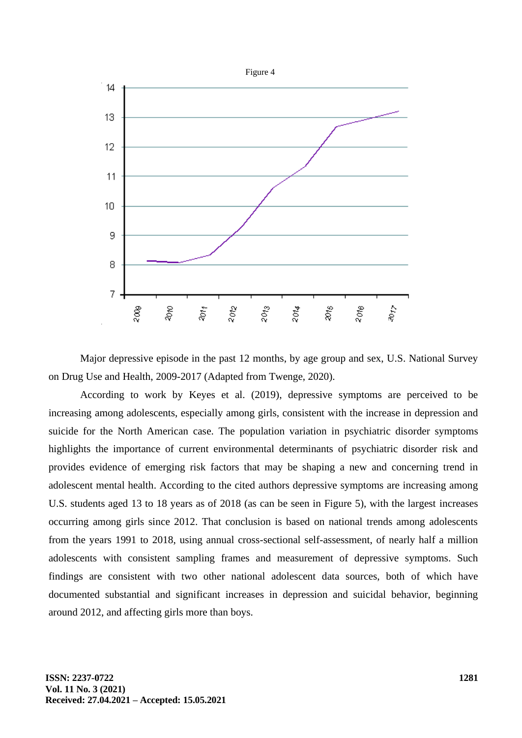Figure 4

Major depressive episode in the past 12 months, by age group and sex, U.S. National Survey on Drug Use and Health, 2009-2017 (Adapted from Twenge, 2020).

According to work by Keyes et al. (2019), depressive symptoms are perceived to be increasing among adolescents, especially among girls, consistent with the increase in depression and suicide for the North American case. The population variation in psychiatric disorder symptoms highlights the importance of current environmental determinants of psychiatric disorder risk and provides evidence of emerging risk factors that may be shaping a new and concerning trend in adolescent mental health. According to the cited authors depressive symptoms are increasing among U.S. students aged 13 to 18 years as of 2018 (as can be seen in Figure 5), with the largest increases occurring among girls since 2012. That conclusion is based on national trends among adolescents from the years 1991 to 2018, using annual cross-sectional self-assessment, of nearly half a million adolescents with consistent sampling frames and measurement of depressive symptoms. Such findings are consistent with two other national adolescent data sources, both of which have documented substantial and significant increases in depression and suicidal behavior, beginning around 2012, and affecting girls more than boys.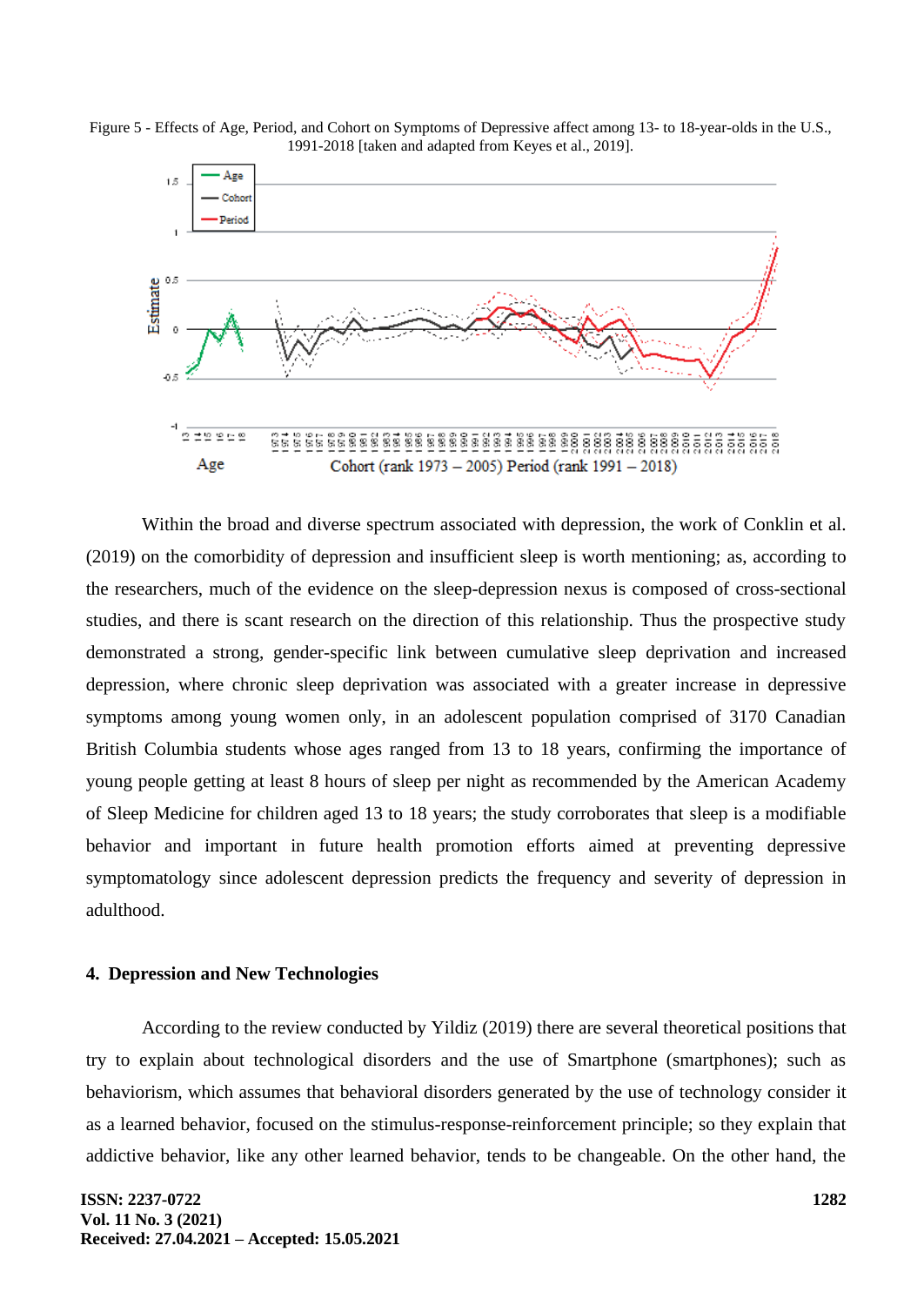Figure 5 - Effects of Age, Period, and Cohort on Symptoms of Depressive affect among 13- to 18-year-olds in the U.S., 1991-2018 [taken and adapted from Keyes et al., 2019].

Within the broad and diverse spectrum associated with depression, the work of Conklin et al. (2019) on the comorbidity of depression and insufficient sleep is worth mentioning; as, according to the researchers, much of the evidence on the sleep-depression nexus is composed of cross-sectional studies, and there is scant research on the direction of this relationship. Thus the prospective study demonstrated a strong, gender-specific link between cumulative sleep deprivation and increased depression, where chronic sleep deprivation was associated with a greater increase in depressive symptoms among young women only, in an adolescent population comprised of 3170 Canadian British Columbia students whose ages ranged from 13 to 18 years, confirming the importance of young people getting at least 8 hours of sleep per night as recommended by the American Academy of Sleep Medicine for children aged 13 to 18 years; the study corroborates that sleep is a modifiable behavior and important in future health promotion efforts aimed at preventing depressive symptomatology since adolescent depression predicts the frequency and severity of depression in adulthood.

## 4. Depression and New Technologies

According to the review conducted by Yildiz (2019) there are several theoretical positions that try to explain about technological disorders and the use of Smartphone (smartphones); such as behaviorism, which assumes that behavioral disorders generated by the use of technology consider it as a learned behavior, focused on the stimulus-response-reinforcement principle; so they explain that addictive behavior, like any other learned behavior, tends to be changeable. On the other hand, the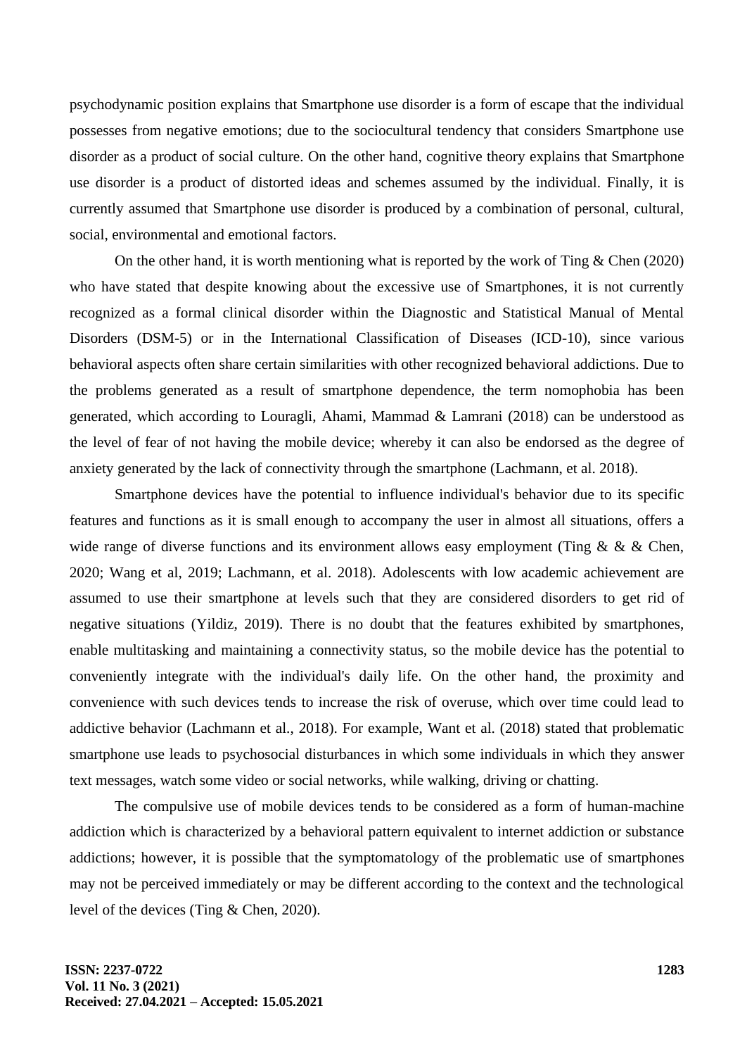psychodynamic position explains that Smartphone use disorder is a form of escape that the individual possesses from negative emotions; due to the sociocultural tendency that considers Smartphone use disorder as a product of social culture. On the other hand, cognitive theory explains that Smartphone use disorder is a product of distorted ideas and schemes assumed by the individual. Finally, it is currently assumed that Smartphone use disorder is produced by a combination of personal, cultural, social, environmental and emotional factors.

On the other hand, it is worth mentioning what is reported by the work of Ting & Chen (2020) who have stated that despite knowing about the excessive use of Smartphones, it is not currently recognized as a formal clinical disorder within the Diagnostic and Statistical Manual of Mental Disorders (DSM-5) or in the International Classification of Diseases (ICD-10), since various behavioral aspects often share certain similarities with other recognized behavioral addictions. Due to the problems generated as a result of smartphone dependence, the term nomophobia has been generated, which according to Louragli, Ahami, Mammad & Lamrani (2018) can be understood as the level of fear of not having the mobile device; whereby it can also be endorsed as the degree of anxiety generated by the lack of connectivity through the smartphone (Lachmann, et al. 2018).

Smartphone devices have the potential to influence individual's behavior due to its specific features and functions as it is small enough to accompany the user in almost all situations, offers a wide range of diverse functions and its environment allows easy employment (Ting & & & Chen, 2020; Wang et al, 2019; Lachmann, et al. 2018). Adolescents with low academic achievement are assumed to use their smartphone at levels such that they are considered disorders to get rid of negative situations (Yildiz, 2019). There is no doubt that the features exhibited by smartphones, enable multitasking and maintaining a connectivity status, so the mobile device has the potential to conveniently integrate with the individual's daily life. On the other hand, the proximity and convenience with such devices tends to increase the risk of overuse, which over time could lead to addictive behavior (Lachmann et al., 2018). For example, Want et al. (2018) stated that problematic smartphone use leads to psychosocial disturbances in which some individuals in which they answer text messages, watch some video or social networks, while walking, driving or chatting.

The compulsive use of mobile devices tends to be considered as a form of human-machine addiction which is characterized by a behavioral pattern equivalent to internet addiction or substance addictions; however, it is possible that the symptomatology of the problematic use of smartphones may not be perceived immediately or may be different according to the context and the technological level of the devices (Ting & Chen, 2020).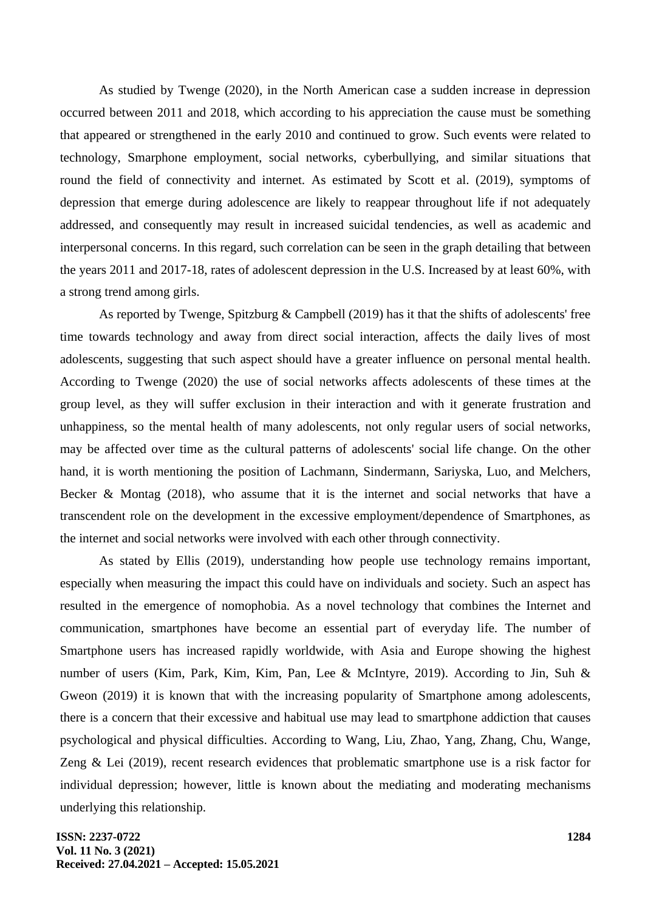As studied by Twenge (2020), in the North American case a sudden increase in depression occurred between 2011 and 2018, which according to his appreciation the cause must be something that appeared or strengthened in the early 2010 and continued to grow. Such events were related to technology, Smarphone employment, social networks, cyberbullying, and similar situations that round the field of connectivity and internet. As estimated by Scott et al. (2019), symptoms of depression that emerge during adolescence are likely to reappear throughout life if not adequately addressed, and consequently may result in increased suicidal tendencies, as well as academic and interpersonal concerns. In this regard, such correlation can be seen in the graph detailing that between the years 2011 and 2017-18, rates of adolescent depression in the U.S. Increased by at least 60%, with a strong trend among girls.

As reported by Twenge, Spitzburg & Campbell (2019) has it that the shifts of adolescents' free time towards technology and away from direct social interaction, affects the daily lives of most adolescents, suggesting that such aspect should have a greater influence on personal mental health. According to Twenge (2020) the use of social networks affects adolescents of these times at the group level, as they will suffer exclusion in their interaction and with it generate frustration and unhappiness, so the mental health of many adolescents, not only regular users of social networks, may be affected over time as the cultural patterns of adolescents' social life change. On the other hand, it is worth mentioning the position of Lachmann, Sindermann, Sariyska, Luo, and Melchers, Becker & Montag (2018), who assume that it is the internet and social networks that have a transcendent role on the development in the excessive employment/dependence of Smartphones, as the internet and social networks were involved with each other through connectivity.

As stated by Ellis (2019), understanding how people use technology remains important, especially when measuring the impact this could have on individuals and society. Such an aspect has resulted in the emergence of nomophobia. As a novel technology that combines the Internet and communication, smartphones have become an essential part of everyday life. The number of Smartphone users has increased rapidly worldwide, with Asia and Europe showing the highest number of users (Kim, Park, Kim, Kim, Pan, Lee & McIntyre, 2019). According to Jin, Suh & Gweon (2019) it is known that with the increasing popularity of Smartphone among adolescents, there is a concern that their excessive and habitual use may lead to smartphone addiction that causes psychological and physical difficulties. According to Wang, Liu, Zhao, Yang, Zhang, Chu, Wange, Zeng & Lei (2019), recent research evidences that problematic smartphone use is a risk factor for individual depression; however, little is known about the mediating and moderating mechanisms underlying this relationship.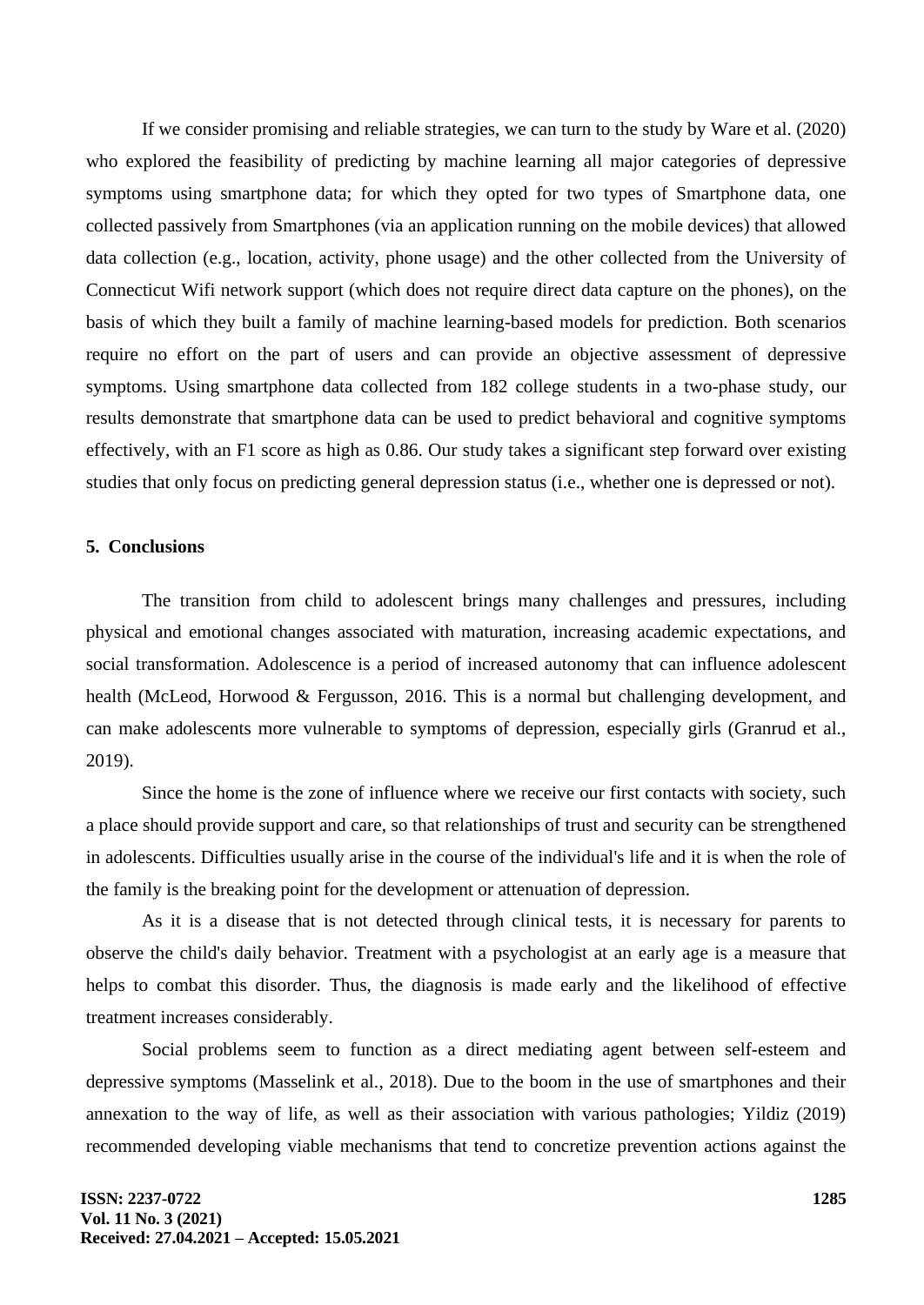If we consider promising and reliable strategies, we can turn to the study by Ware et al. (2020) who explored the feasibility of predicting by machine learning all major categories of depressive symptoms using smartphone data; for which they opted for two types of Smartphone data, one collected passively from Smartphones (via an application running on the mobile devices) that allowed data collection (e.g., location, activity, phone usage) and the other collected from the University of Connecticut Wifi network support (which does not require direct data capture on the phones), on the basis of which they built a family of machine learning-based models for prediction. Both scenarios require no effort on the part of users and can provide an objective assessment of depressive symptoms. Using smartphone data collected from 182 college students in a two-phase study, our results demonstrate that smartphone data can be used to predict behavioral and cognitive symptoms effectively, with an F1 score as high as 0.86. Our study takes a significant step forward over existing studies that only focus on predicting general depression status (i.e., whether one is depressed or not).

## 5. Conclusions

The transition from child to adolescent brings many challenges and pressures, including physical and emotional changes associated with maturation, increasing academic expectations, and social transformation. Adolescence is a period of increased autonomy that can influence adolescent health (McLeod, Horwood & Fergusson, 2016. This is a normal but challenging development, and can make adolescents more vulnerable to symptoms of depression, especially girls (Granrud et al., 2019).

Since the home is the zone of influence where we receive our first contacts with society, such a place should provide support and care, so that relationships of trust and security can be strengthened in adolescents. Difficulties usually arise in the course of the individual's life and it is when the role of the family is the breaking point for the development or attenuation of depression.

As it is a disease that is not detected through clinical tests, it is necessary for parents to observe the child's daily behavior. Treatment with a psychologist at an early age is a measure that helps to combat this disorder. Thus, the diagnosis is made early and the likelihood of effective treatment increases considerably.

Social problems seem to function as a direct mediating agent between self-esteem and depressive symptoms (Masselink et al., 2018). Due to the boom in the use of smartphones and their annexation to the way of life, as well as their association with various pathologies; Yildiz (2019) recommended developing viable mechanisms that tend to concretize prevention actions against the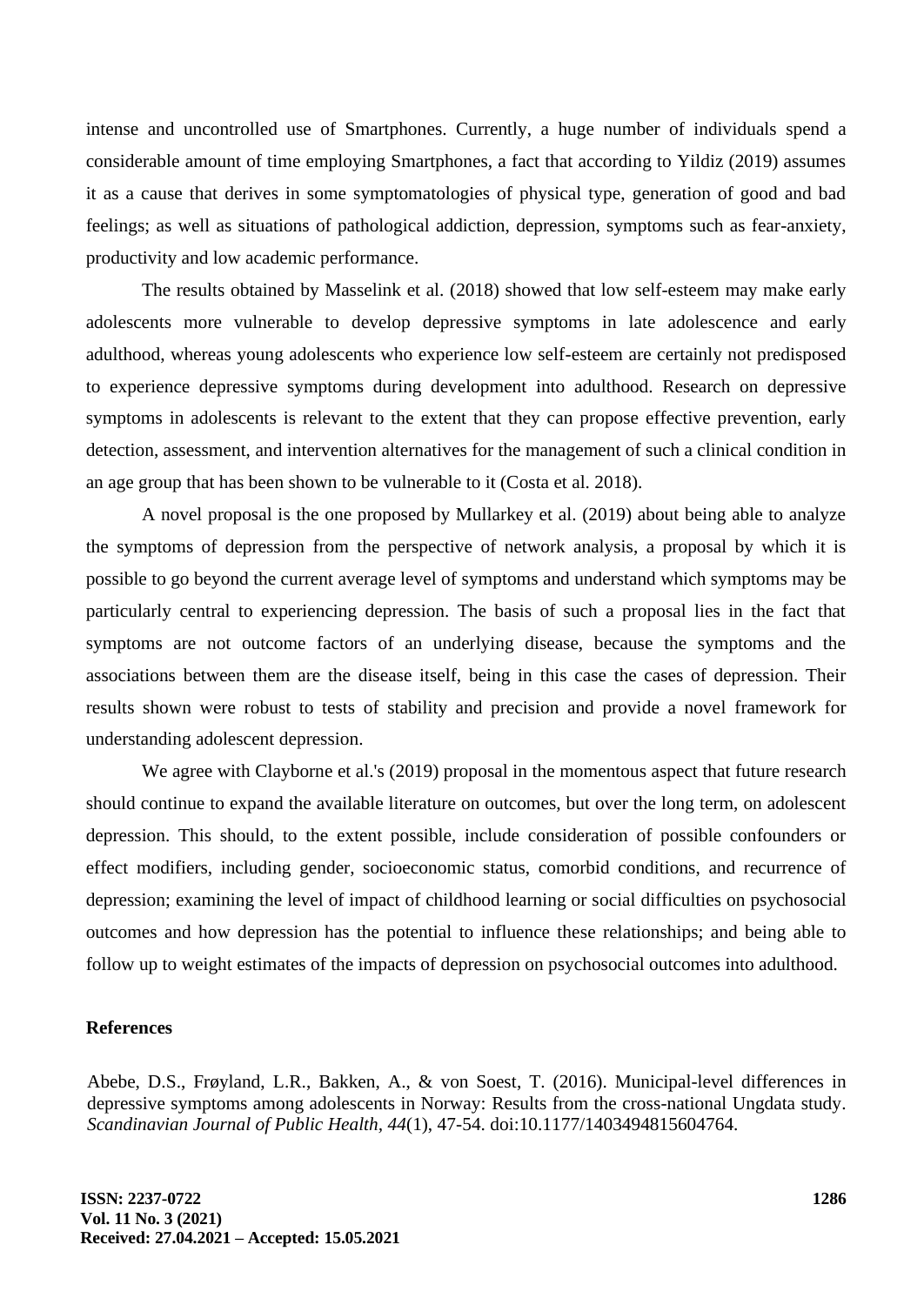intense and uncontrolled use of Smartphones. Currently, a huge number of individuals spend a considerable amount of time employing Smartphones, a fact that according to Yildiz (2019) assumes it as a cause that derives in some symptomatologies of physical type, generation of good and bad feelings; as well as situations of pathological addiction, depression, symptoms such as fear-anxiety, productivity and low academic performance.

The results obtained by Masselink et al. (2018) showed that low self-esteem may make early adolescents more vulnerable to develop depressive symptoms in late adolescence and early adulthood, whereas young adolescents who experience low self-esteem are certainly not predisposed to experience depressive symptoms during development into adulthood. Research on depressive symptoms in adolescents is relevant to the extent that they can propose effective prevention, early detection, assessment, and intervention alternatives for the management of such a clinical condition in an age group that has been shown to be vulnerable to it (Costa et al. 2018).

A novel proposal is the one proposed by Mullarkey et al. (2019) about being able to analyze the symptoms of depression from the perspective of network analysis, a proposal by which it is possible to go beyond the current average level of symptoms and understand which symptoms may be particularly central to experiencing depression. The basis of such a proposal lies in the fact that symptoms are not outcome factors of an underlying disease, because the symptoms and the associations between them are the disease itself, being in this case the cases of depression. Their results shown were robust to tests of stability and precision and provide a novel framework for understanding adolescent depression.

We agree with Clayborne et al.'s (2019) proposal in the momentous aspect that future research should continue to expand the available literature on outcomes, but over the long term, on adolescent depression. This should, to the extent possible, include consideration of possible confounders or effect modifiers, including gender, socioeconomic status, comorbid conditions, and recurrence of depression; examining the level of impact of childhood learning or social difficulties on psychosocial outcomes and how depression has the potential to influence these relationships; and being able to follow up to weight estimates of the impacts of depression on psychosocial outcomes into adulthood.

## References

Abebe, D.S., Frøyland, L.R., Bakken, A., & von Soest, T. (2016). Municipal-level differences in depressive symptoms among adolescents in Norway: Results from the cross-national Ungdata study. *Scandinavian Journal of Public Health, 44*(1), 47-54. doi:10.1177/1403494815604764.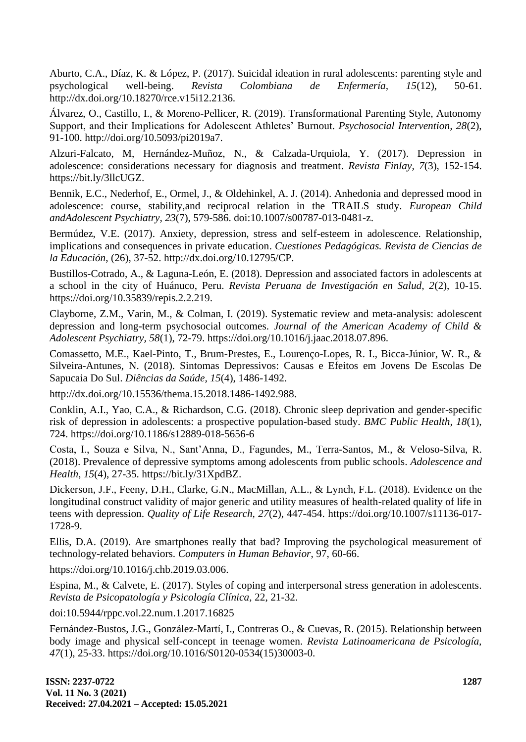Aburto, C.A., Díaz, K. & López, P. (2017). Suicidal ideation in rural adolescents: parenting style and psychological well-being. *Revista Colombiana de Enfermería*, *15*(12), 50-61. http://dx.doi.org/10.18270/rce.v15i12.2136.

Álvarez, O., Castillo, I., & Moreno-Pellicer, R. (2019). Transformational Parenting Style, Autonomy Support, and their Implications for Adolescent Athletes' Burnout. *Psychosocial Intervention, 28*(2), 91-100. http://doi.org/10.5093/pi2019a7.

Alzuri-Falcato, M, Hernández-Muñoz, N., & Calzada-Urquiola, Y. (2017). Depression in adolescence: considerations necessary for diagnosis and treatment. *Revista Finlay*, *7*(3), 152-154. https://bit.ly/3llcUGZ.

Bennik, E.C., Nederhof, E., Ormel, J., & Oldehinkel, A. J. (2014). Anhedonia and depressed mood in adolescence: course, stability,and reciprocal relation in the TRAILS study. *European Child andAdolescent Psychiatry*, *23*(7), 579-586. doi:10.1007/s00787-013-0481-z.

Bermúdez, V.E. (2017). Anxiety, depression, stress and self-esteem in adolescence. Relationship, implications and consequences in private education. *Cuestiones Pedagógicas. Revista de Ciencias de la Educación*, (26), 37-52. http://dx.doi.org/10.12795/CP.

Bustillos-Cotrado, A., & Laguna-León, E. (2018). Depression and associated factors in adolescents at a school in the city of Huánuco, Peru. *Revista Peruana de Investigación en Salud, 2*(2), 10-15. https://doi.org/10.35839/repis.2.2.219.

Clayborne, Z.M., Varin, M., & Colman, I. (2019). Systematic review and meta-analysis: adolescent depression and long-term psychosocial outcomes. *Journal of the American Academy of Child & Adolescent Psychiatry*, *58*(1), 72-79. https://doi.org/10.1016/j.jaac.2018.07.896.

Comassetto, M.E., Kael-Pinto, T., Brum-Prestes, E., Lourenço-Lopes, R. I., Bicca-Júnior, W. R., & Silveira-Antunes, N. (2018). Sintomas Depressivos: Causas e Efeitos em Jovens De Escolas De Sapucaia Do Sul. *Diências da Saúde*, *15*(4), 1486-1492.

http://dx.doi.org/10.15536/thema.15.2018.1486-1492.988.

Conklin, A.I., Yao, C.A., & Richardson, C.G. (2018). Chronic sleep deprivation and gender-specific risk of depression in adolescents: a prospective population-based study. *BMC Public Health, 18*(1), 724. https://doi.org/10.1186/s12889-018-5656-6

Costa, I., Souza e Silva, N., Sant'Anna, D., Fagundes, M., Terra-Santos, M., & Veloso-Silva, R. (2018). Prevalence of depressive symptoms among adolescents from public schools. *Adolescence and Health, 15*(4), 27-35. https://bit.ly/31XpdBZ.

Dickerson, J.F., Feeny, D.H., Clarke, G.N., MacMillan, A.L., & Lynch, F.L. (2018). Evidence on the longitudinal construct validity of major generic and utility measures of health-related quality of life in teens with depression. *Quality of Life Research, 27*(2), 447-454. https://doi.org/10.1007/s11136-017-1728-9.

Ellis, D.A. (2019). Are smartphones really that bad? Improving the psychological measurement of technology-related behaviors. *Computers in Human Behavior*, 97, 60-66.

https://doi.org/10.1016/j.chb.2019.03.006.

Espina, M., & Calvete, E. (2017). Styles of coping and interpersonal stress generation in adolescents. *Revista de Psicopatología y Psicología Clínica*, 22, 21-32.

doi:10.5944/rppc.vol.22.num.1.2017.16825

Fernández-Bustos, J.G., González-Martí, I., Contreras O., & Cuevas, R. (2015). Relationship between body image and physical self-concept in teenage women. *Revista Latinoamericana de Psicología, 47*(1), 25-33. https://doi.org/10.1016/S0120-0534(15)30003-0.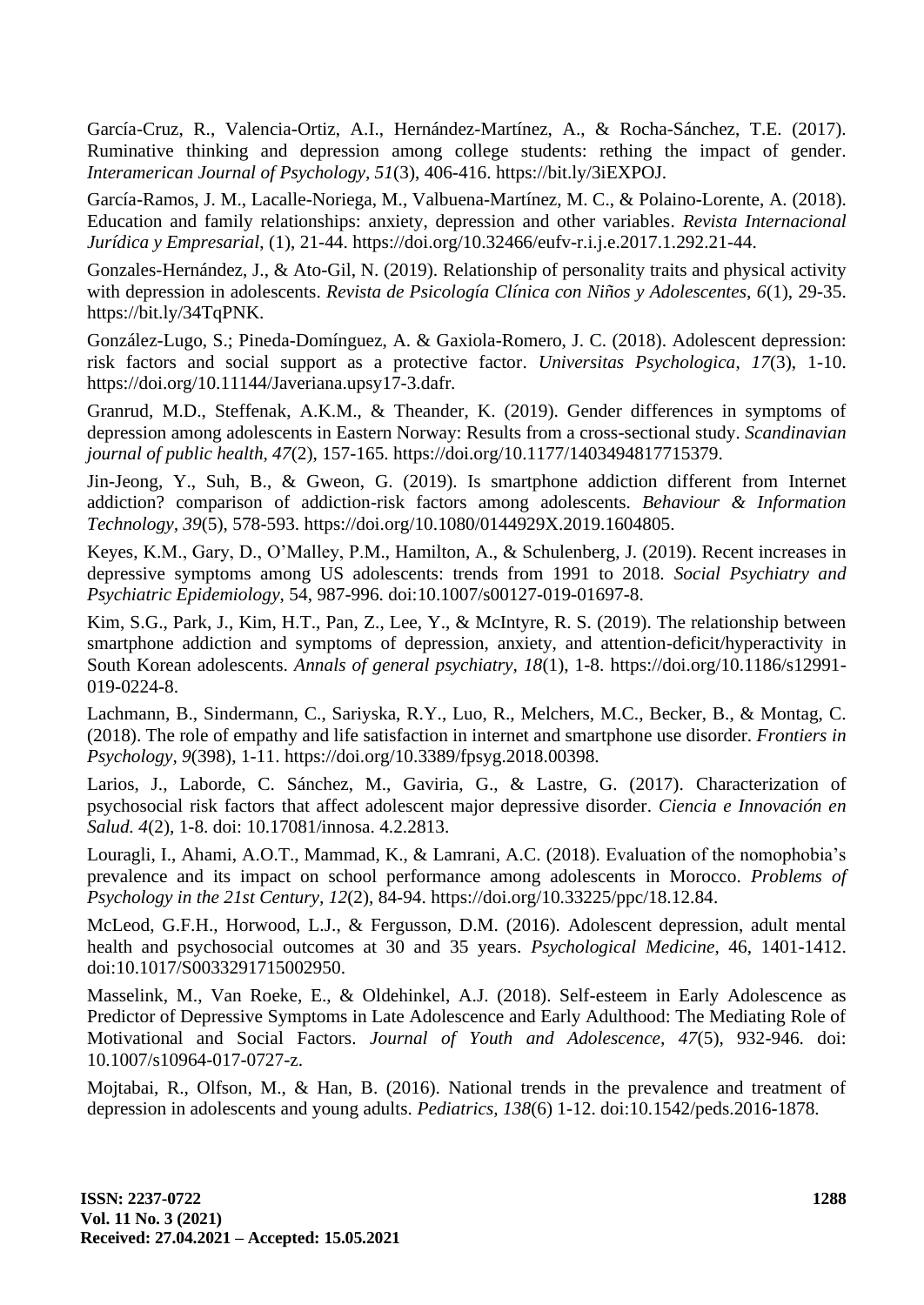García-Cruz, R., Valencia-Ortiz, A.I., Hernández-Martínez, A., & Rocha-Sánchez, T.E. (2017). Ruminative thinking and depression among college students: rething the impact of gender. *Interamerican Journal of Psychology*, *51*(3), 406-416. https://bit.ly/3iEXPOJ.

García-Ramos, J. M., Lacalle-Noriega, M., Valbuena-Martínez, M. C., & Polaino-Lorente, A. (2018). Education and family relationships: anxiety, depression and other variables. *Revista Internacional Jurídica y Empresarial*, (1), 21-44. https://doi.org/10.32466/eufv-r.i.j.e.2017.1.292.21-44.

Gonzales-Hernández, J., & Ato-Gil, N. (2019). Relationship of personality traits and physical activity with depression in adolescents. *Revista de Psicología Clínica con Niños y Adolescentes, 6*(1), 29-35. https://bit.ly/34TqPNK.

González-Lugo, S.; Pineda-Domínguez, A. & Gaxiola-Romero, J. C. (2018). Adolescent depression: risk factors and social support as a protective factor. *Universitas Psychologica*, *17*(3), 1-10. https://doi.org/10.11144/Javeriana.upsy17-3.dafr.

Granrud, M.D., Steffenak, A.K.M., & Theander, K. (2019). Gender differences in symptoms of depression among adolescents in Eastern Norway: Results from a cross-sectional study. *Scandinavian journal of public health*, *47*(2), 157-165. https://doi.org/10.1177/1403494817715379.

Jin-Jeong, Y., Suh, B., & Gweon, G. (2019). Is smartphone addiction different from Internet addiction? comparison of addiction-risk factors among adolescents. *Behaviour & Information Technology, 39*(5), 578-593. https://doi.org/10.1080/0144929X.2019.1604805.

Keyes, K.M., Gary, D., O'Malley, P.M., Hamilton, A., & Schulenberg, J. (2019). Recent increases in depressive symptoms among US adolescents: trends from 1991 to 2018. *Social Psychiatry and Psychiatric Epidemiology*, 54, 987-996. doi:10.1007/s00127-019-01697-8.

Kim, S.G., Park, J., Kim, H.T., Pan, Z., Lee, Y., & McIntyre, R. S. (2019). The relationship between smartphone addiction and symptoms of depression, anxiety, and attention-deficit/hyperactivity in South Korean adolescents. *Annals of general psychiatry, 18*(1), 1-8. https://doi.org/10.1186/s12991-019-0224-8.

Lachmann, B., Sindermann, C., Sariyska, R.Y., Luo, R., Melchers, M.C., Becker, B., & Montag, C. (2018). The role of empathy and life satisfaction in internet and smartphone use disorder. *Frontiers in Psychology, 9*(398), 1-11. https://doi.org/10.3389/fpsyg.2018.00398.

Larios, J., Laborde, C. Sánchez, M., Gaviria, G., & Lastre, G. (2017). Characterization of psychosocial risk factors that affect adolescent major depressive disorder. *Ciencia e Innovación en Salud. 4*(2), 1-8. doi: 10.17081/innosa. 4.2.2813.

Louragli, I., Ahami, A.O.T., Mammad, K., & Lamrani, A.C. (2018). Evaluation of the nomophobia's prevalence and its impact on school performance among adolescents in Morocco. *Problems of Psychology in the 21st Century, 12*(2), 84-94. https://doi.org/10.33225/ppc/18.12.84.

McLeod, G.F.H., Horwood, L.J., & Fergusson, D.M. (2016). Adolescent depression, adult mental health and psychosocial outcomes at 30 and 35 years. *Psychological Medicine*, 46, 1401-1412. doi:10.1017/S0033291715002950.

Masselink, M., Van Roeke, E., & Oldehinkel, A.J. (2018). Self-esteem in Early Adolescence as Predictor of Depressive Symptoms in Late Adolescence and Early Adulthood: The Mediating Role of Motivational and Social Factors. *Journal of Youth and Adolescence*, *47*(5), 932-946. doi: 10.1007/s10964-017-0727-z.

Mojtabai, R., Olfson, M., & Han, B. (2016). National trends in the prevalence and treatment of depression in adolescents and young adults. *Pediatrics, 138*(6) 1-12. doi:10.1542/peds.2016-1878.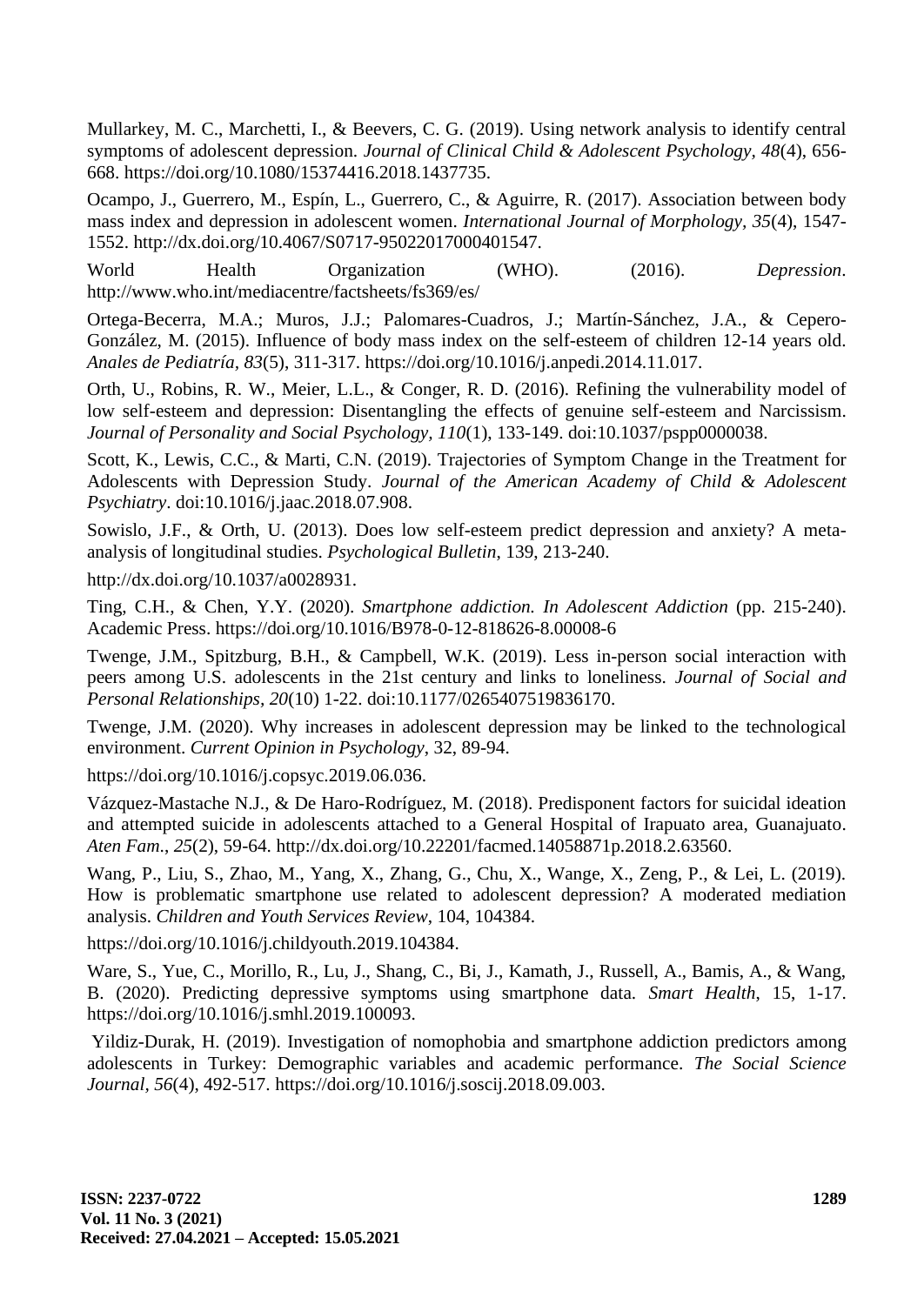Mullarkey, M. C., Marchetti, I., & Beevers, C. G. (2019). Using network analysis to identify central symptoms of adolescent depression. *Journal of Clinical Child & Adolescent Psychology*, *48*(4), 656-668. https://doi.org/10.1080/15374416.2018.1437735.

Ocampo, J., Guerrero, M., Espín, L., Guerrero, C., & Aguirre, R. (2017). Association between body mass index and depression in adolescent women. *International Journal of Morphology*, *35*(4), 1547-1552. http://dx.doi.org/10.4067/S0717-95022017000401547.

World Health Organization (WHO). (2016). *Depression*. http://www.who.int/mediacentre/factsheets/fs369/es/

Ortega-Becerra, M.A.; Muros, J.J.; Palomares-Cuadros, J.; Martín-Sánchez, J.A., & Cepero-González, M. (2015). Influence of body mass index on the self-esteem of children 12-14 years old. *Anales de Pediatría, 83*(5), 311-317. https://doi.org/10.1016/j.anpedi.2014.11.017.

Orth, U., Robins, R. W., Meier, L.L., & Conger, R. D. (2016). Refining the vulnerability model of low self-esteem and depression: Disentangling the effects of genuine self-esteem and Narcissism. *Journal of Personality and Social Psychology*, *110*(1), 133-149. doi:10.1037/pspp0000038.

Scott, K., Lewis, C.C., & Marti, C.N. (2019). Trajectories of Symptom Change in the Treatment for Adolescents with Depression Study. *Journal of the American Academy of Child & Adolescent Psychiatry*. doi:10.1016/j.jaac.2018.07.908.

Sowislo, J.F., & Orth, U. (2013). Does low self-esteem predict depression and anxiety? A meta-analysis of longitudinal studies. *Psychological Bulletin*, 139, 213-240.

http://dx.doi.org/10.1037/a0028931.

Ting, C.H., & Chen, Y.Y. (2020). *Smartphone addiction. In Adolescent Addiction* (pp. 215-240). Academic Press. https://doi.org/10.1016/B978-0-12-818626-8.00008-6

Twenge, J.M., Spitzburg, B.H., & Campbell, W.K. (2019). Less in-person social interaction with peers among U.S. adolescents in the 21st century and links to loneliness. *Journal of Social and Personal Relationships*, *20*(10) 1-22. doi:10.1177/0265407519836170.

Twenge, J.M. (2020). Why increases in adolescent depression may be linked to the technological environment. *Current Opinion in Psychology*, 32, 89-94.

https://doi.org/10.1016/j.copsyc.2019.06.036.

Vázquez-Mastache N.J., & De Haro-Rodríguez, M. (2018). Predisponent factors for suicidal ideation and attempted suicide in adolescents attached to a General Hospital of Irapuato area, Guanajuato. *Aten Fam.*, *25*(2), 59-64. http://dx.doi.org/10.22201/facmed.14058871p.2018.2.63560.

Wang, P., Liu, S., Zhao, M., Yang, X., Zhang, G., Chu, X., Wange, X., Zeng, P., & Lei, L. (2019). How is problematic smartphone use related to adolescent depression? A moderated mediation analysis. *Children and Youth Services Review*, 104, 104384.

https://doi.org/10.1016/j.childyouth.2019.104384.

Ware, S., Yue, C., Morillo, R., Lu, J., Shang, C., Bi, J., Kamath, J., Russell, A., Bamis, A., & Wang, B. (2020). Predicting depressive symptoms using smartphone data. *Smart Health*, 15, 1-17. https://doi.org/10.1016/j.smhl.2019.100093.

Yildiz-Durak, H. (2019). Investigation of nomophobia and smartphone addiction predictors among adolescents in Turkey: Demographic variables and academic performance. *The Social Science Journal*, *56*(4), 492-517. https://doi.org/10.1016/j.soscij.2018.09.003.

**Received: 27.04.2021 – Accepted: 15.05.2021**